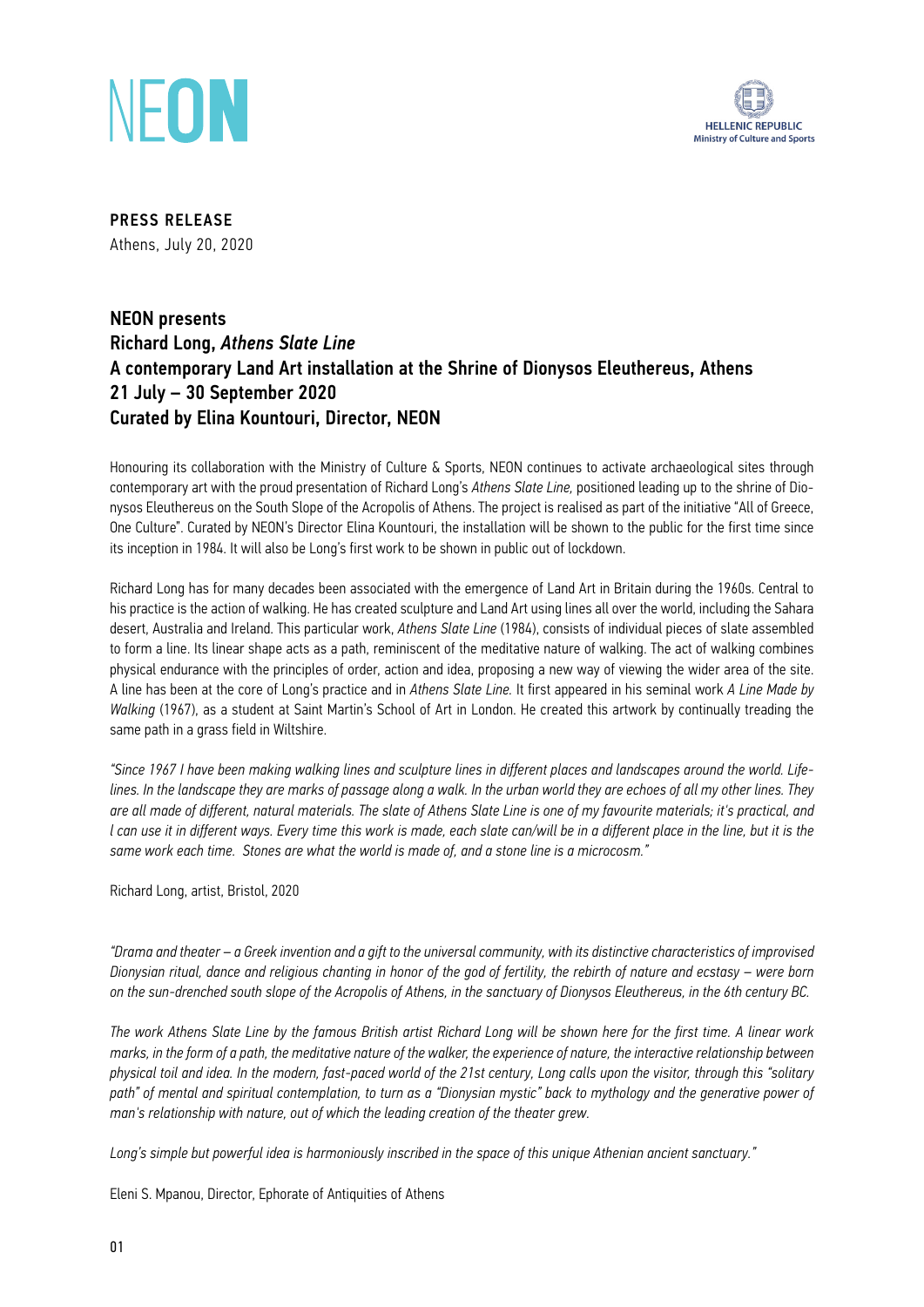NEON

HELLENIC REPUBLIC
Ministry of Culture and Sports

**PRESS RELEASE**
Athens, July 20, 2020

## NEON presents
## Richard Long, *Athens Slate Line*
## A contemporary Land Art installation at the Shrine of Dionysos Eleuthereus, Athens
## 21 July – 30 September 2020
## Curated by Elina Kountouri, Director, NEON

Honouring its collaboration with the Ministry of Culture & Sports, NEON continues to activate archaeological sites through contemporary art with the proud presentation of Richard Long's *Athens Slate Line,* positioned leading up to the shrine of Dionysos Eleuthereus on the South Slope of the Acropolis of Athens. The project is realised as part of the initiative "All of Greece, One Culture". Curated by NEON's Director Elina Kountouri, the installation will be shown to the public for the first time since its inception in 1984. It will also be Long's first work to be shown in public out of lockdown.

Richard Long has for many decades been associated with the emergence of Land Art in Britain during the 1960s. Central to his practice is the action of walking. He has created sculpture and Land Art using lines all over the world, including the Sahara desert, Australia and Ireland. This particular work, *Athens Slate Line* (1984), consists of individual pieces of slate assembled to form a line. Its linear shape acts as a path, reminiscent of the meditative nature of walking. The act of walking combines physical endurance with the principles of order, action and idea, proposing a new way of viewing the wider area of the site. A line has been at the core of Long's practice and in *Athens Slate Line.* It first appeared in his seminal work *A Line Made by Walking* (1967), as a student at Saint Martin's School of Art in London. He created this artwork by continually treading the same path in a grass field in Wiltshire.

*"Since 1967 I have been making walking lines and sculpture lines in different places and landscapes around the world. Life-lines. In the landscape they are marks of passage along a walk. In the urban world they are echoes of all my other lines. They are all made of different, natural materials. The slate of Athens Slate Line is one of my favourite materials; it's practical, and I can use it in different ways. Every time this work is made, each slate can/will be in a different place in the line, but it is the same work each time. Stones are what the world is made of, and a stone line is a microcosm."*

Richard Long, artist, Bristol, 2020

*"Drama and theater – a Greek invention and a gift to the universal community, with its distinctive characteristics of improvised Dionysian ritual, dance and religious chanting in honor of the god of fertility, the rebirth of nature and ecstasy – were born on the sun-drenched south slope of the Acropolis of Athens, in the sanctuary of Dionysos Eleuthereus, in the 6th century BC.*

*The work Athens Slate Line by the famous British artist Richard Long will be shown here for the first time. A linear work marks, in the form of a path, the meditative nature of the walker, the experience of nature, the interactive relationship between physical toil and idea. In the modern, fast-paced world of the 21st century, Long calls upon the visitor, through this "solitary path" of mental and spiritual contemplation, to turn as a "Dionysian mystic" back to mythology and the generative power of man's relationship with nature, out of which the leading creation of the theater grew.*

*Long's simple but powerful idea is harmoniously inscribed in the space of this unique Athenian ancient sanctuary."*

Eleni S. Mpanou, Director, Ephorate of Antiquities of Athens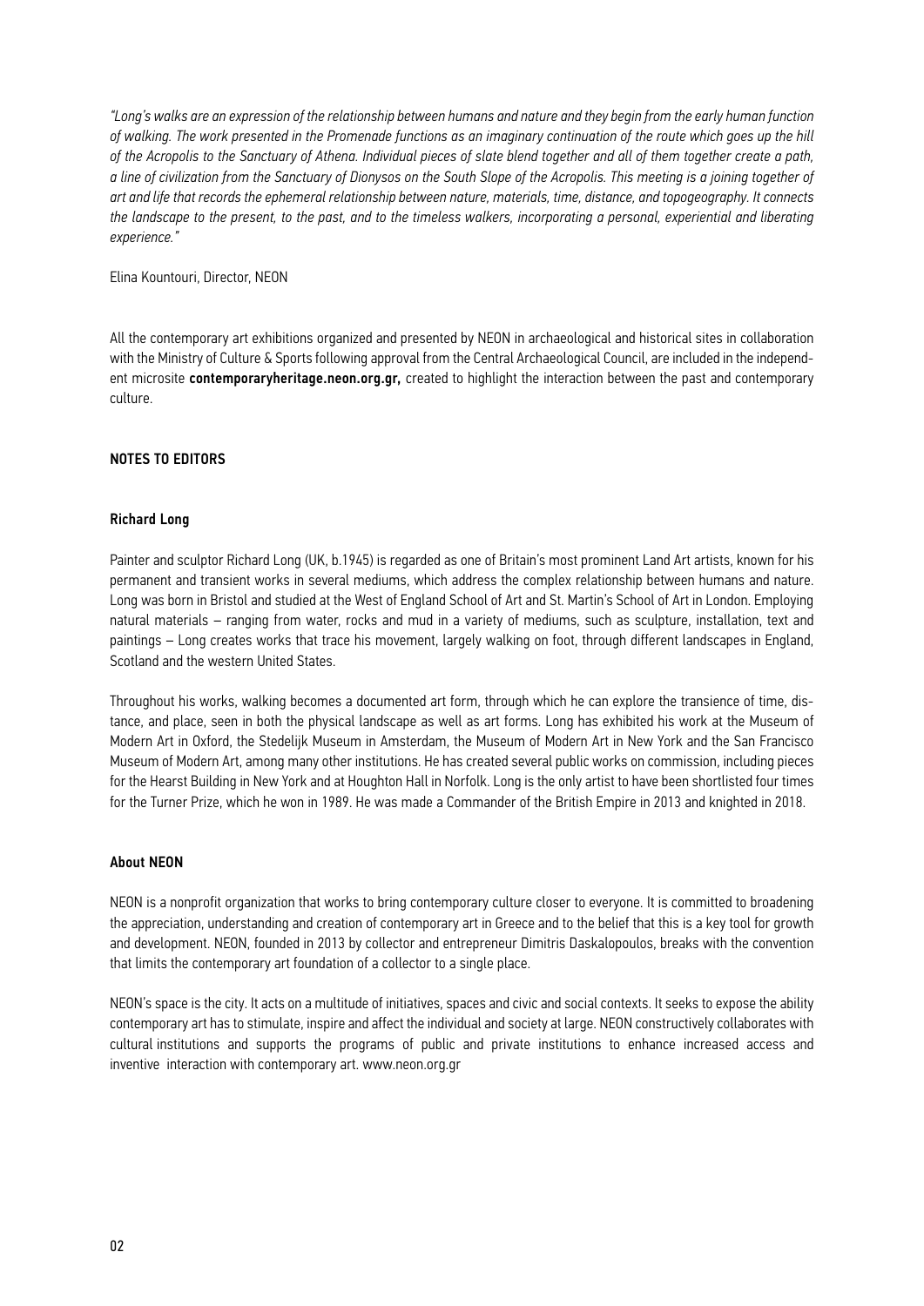*"Long's walks are an expression of the relationship between humans and nature and they begin from the early human function of walking. The work presented in the Promenade functions as an imaginary continuation of the route which goes up the hill of the Acropolis to the Sanctuary of Athena. Individual pieces of slate blend together and all of them together create a path, a line of civilization from the Sanctuary of Dionysos on the South Slope of the Acropolis. This meeting is a joining together of art and life that records the ephemeral relationship between nature, materials, time, distance, and topogeography. It connects the landscape to the present, to the past, and to the timeless walkers, incorporating a personal, experiential and liberating experience."*

Elina Kountouri, Director, NEON

All the contemporary art exhibitions organized and presented by NEON in archaeological and historical sites in collaboration with the Ministry of Culture & Sports following approval from the Central Archaeological Council, are included in the independent microsite **contemporaryheritage.neon.org.gr,** created to highlight the interaction between the past and contemporary culture.

## NOTES TO EDITORS

### Richard Long

Painter and sculptor Richard Long (UK, b.1945) is regarded as one of Britain's most prominent Land Art artists, known for his permanent and transient works in several mediums, which address the complex relationship between humans and nature. Long was born in Bristol and studied at the West of England School of Art and St. Martin's School of Art in London. Employing natural materials – ranging from water, rocks and mud in a variety of mediums, such as sculpture, installation, text and paintings – Long creates works that trace his movement, largely walking on foot, through different landscapes in England, Scotland and the western United States.

Throughout his works, walking becomes a documented art form, through which he can explore the transience of time, distance, and place, seen in both the physical landscape as well as art forms. Long has exhibited his work at the Museum of Modern Art in Oxford, the Stedelijk Museum in Amsterdam, the Museum of Modern Art in New York and the San Francisco Museum of Modern Art, among many other institutions. He has created several public works on commission, including pieces for the Hearst Building in New York and at Houghton Hall in Norfolk. Long is the only artist to have been shortlisted four times for the Turner Prize, which he won in 1989. He was made a Commander of the British Empire in 2013 and knighted in 2018.

### About NEON

NEON is a nonprofit organization that works to bring contemporary culture closer to everyone. It is committed to broadening the appreciation, understanding and creation of contemporary art in Greece and to the belief that this is a key tool for growth and development. NEON, founded in 2013 by collector and entrepreneur Dimitris Daskalopoulos, breaks with the convention that limits the contemporary art foundation of a collector to a single place.

NEON's space is the city. It acts on a multitude of initiatives, spaces and civic and social contexts. It seeks to expose the ability contemporary art has to stimulate, inspire and affect the individual and society at large. NEON constructively collaborates with cultural institutions and supports the programs of public and private institutions to enhance increased access and inventive interaction with contemporary art. www.neon.org.gr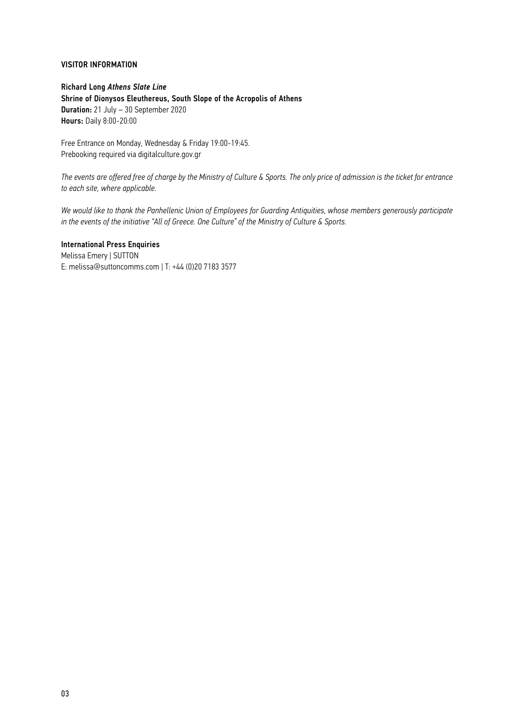## VISITOR INFORMATION

**Richard Long *Athens Slate Line***
**Shrine of Dionysos Eleuthereus, South Slope of the Acropolis of Athens**
**Duration:** 21 July – 30 September 2020
**Hours:** Daily 8:00-20:00

Free Entrance on Monday, Wednesday & Friday 19:00-19:45.
Prebooking required via digitalculture.gov.gr

*The events are offered free of charge by the Ministry of Culture & Sports. The only price of admission is the ticket for entrance to each site, where applicable.*

*We would like to thank the Panhellenic Union of Employees for Guarding Antiquities, whose members generously participate in the events of the initiative "All of Greece. One Culture" of the Ministry of Culture & Sports.*

**International Press Enquiries**
Melissa Emery | SUTTON
E: melissa@suttoncomms.com | T: +44 (0)20 7183 3577